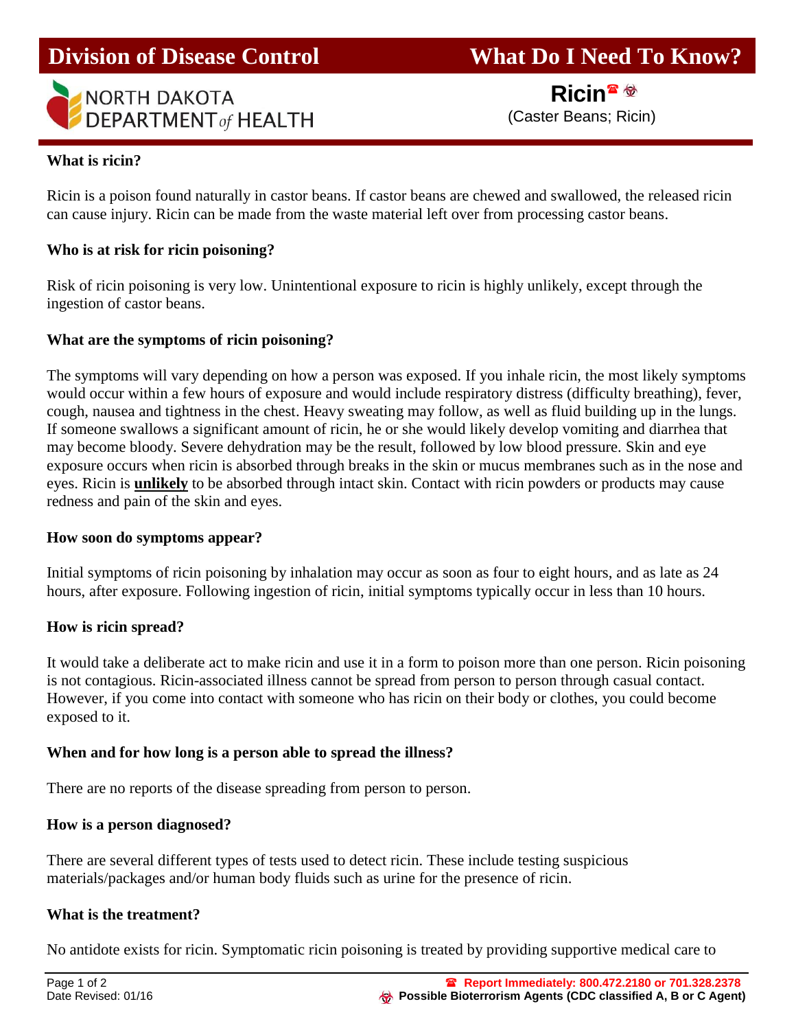# Division of Disease Control — What Do I Need To Know?

NORTH DAKOTA DEPARTMENT *of* HEALTH

## Ricin

(Caster Beans; Ricin)

### What is ricin?

Ricin is a poison found naturally in castor beans. If castor beans are chewed and swallowed, the released ricin can cause injury. Ricin can be made from the waste material left over from processing castor beans.

### Who is at risk for ricin poisoning?

Risk of ricin poisoning is very low. Unintentional exposure to ricin is highly unlikely, except through the ingestion of castor beans.

### What are the symptoms of ricin poisoning?

The symptoms will vary depending on how a person was exposed. If you inhale ricin, the most likely symptoms would occur within a few hours of exposure and would include respiratory distress (difficulty breathing), fever, cough, nausea and tightness in the chest. Heavy sweating may follow, as well as fluid building up in the lungs. If someone swallows a significant amount of ricin, he or she would likely develop vomiting and diarrhea that may become bloody. Severe dehydration may be the result, followed by low blood pressure. Skin and eye exposure occurs when ricin is absorbed through breaks in the skin or mucus membranes such as in the nose and eyes. Ricin is **unlikely** to be absorbed through intact skin. Contact with ricin powders or products may cause redness and pain of the skin and eyes.

### How soon do symptoms appear?

Initial symptoms of ricin poisoning by inhalation may occur as soon as four to eight hours, and as late as 24 hours, after exposure. Following ingestion of ricin, initial symptoms typically occur in less than 10 hours.

### How is ricin spread?

It would take a deliberate act to make ricin and use it in a form to poison more than one person. Ricin poisoning is not contagious. Ricin-associated illness cannot be spread from person to person through casual contact. However, if you come into contact with someone who has ricin on their body or clothes, you could become exposed to it.

### When and for how long is a person able to spread the illness?

There are no reports of the disease spreading from person to person.

### How is a person diagnosed?

There are several different types of tests used to detect ricin. These include testing suspicious materials/packages and/or human body fluids such as urine for the presence of ricin.

### What is the treatment?

No antidote exists for ricin. Symptomatic ricin poisoning is treated by providing supportive medical care to

Date Revised: 01/16

**Report Immediately: 800.472.2180 or 701.328.2378**

**Possible Bioterrorism Agents (CDC classified A, B or C Agent)**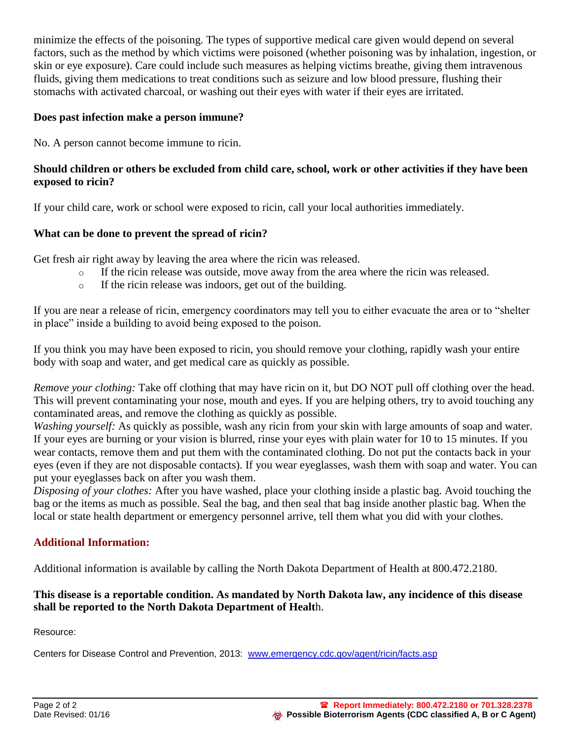minimize the effects of the poisoning. The types of supportive medical care given would depend on several factors, such as the method by which victims were poisoned (whether poisoning was by inhalation, ingestion, or skin or eye exposure). Care could include such measures as helping victims breathe, giving them intravenous fluids, giving them medications to treat conditions such as seizure and low blood pressure, flushing their stomachs with activated charcoal, or washing out their eyes with water if their eyes are irritated.

**Does past infection make a person immune?**

No. A person cannot become immune to ricin.

**Should children or others be excluded from child care, school, work or other activities if they have been exposed to ricin?**

If your child care, work or school were exposed to ricin, call your local authorities immediately.

**What can be done to prevent the spread of ricin?**

Get fresh air right away by leaving the area where the ricin was released.

- If the ricin release was outside, move away from the area where the ricin was released.
- If the ricin release was indoors, get out of the building.

If you are near a release of ricin, emergency coordinators may tell you to either evacuate the area or to "shelter in place" inside a building to avoid being exposed to the poison.

If you think you may have been exposed to ricin, you should remove your clothing, rapidly wash your entire body with soap and water, and get medical care as quickly as possible.

*Remove your clothing:* Take off clothing that may have ricin on it, but DO NOT pull off clothing over the head. This will prevent contaminating your nose, mouth and eyes. If you are helping others, try to avoid touching any contaminated areas, and remove the clothing as quickly as possible.
*Washing yourself:* As quickly as possible, wash any ricin from your skin with large amounts of soap and water. If your eyes are burning or your vision is blurred, rinse your eyes with plain water for 10 to 15 minutes. If you wear contacts, remove them and put them with the contaminated clothing. Do not put the contacts back in your eyes (even if they are not disposable contacts). If you wear eyeglasses, wash them with soap and water. You can put your eyeglasses back on after you wash them.
*Disposing of your clothes:* After you have washed, place your clothing inside a plastic bag. Avoid touching the bag or the items as much as possible. Seal the bag, and then seal that bag inside another plastic bag. When the local or state health department or emergency personnel arrive, tell them what you did with your clothes.

## Additional Information:

Additional information is available by calling the North Dakota Department of Health at 800.472.2180.

**This disease is a reportable condition. As mandated by North Dakota law, any incidence of this disease shall be reported to the North Dakota Department of Health.**

Resource:

Centers for Disease Control and Prevention, 2013: [www.emergency.cdc.gov/agent/ricin/facts.asp](www.emergency.cdc.gov/agent/ricin/facts.asp)